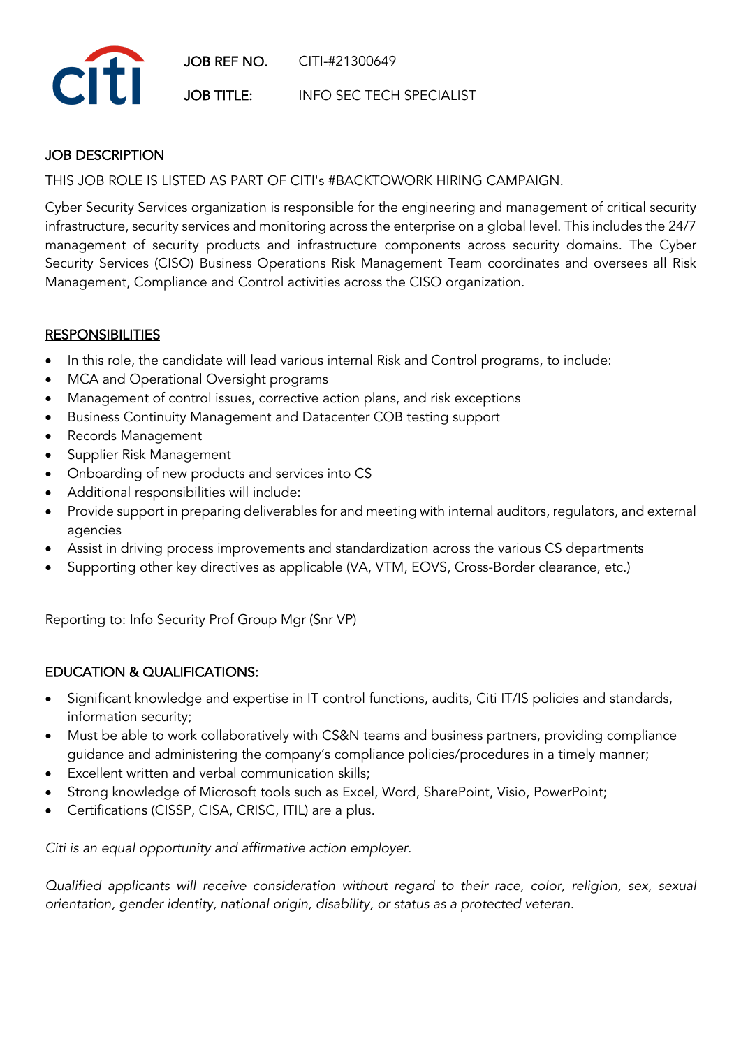JOB REF NO. CITI-#21300649

JOB TITLE: INFO SEC TECH SPECIALIST

## JOB DESCRIPTION

THIS JOB ROLE IS LISTED AS PART OF CITI's #BACKTOWORK HIRING CAMPAIGN.

Cyber Security Services organization is responsible for the engineering and management of critical security infrastructure, security services and monitoring across the enterprise on a global level. This includes the 24/7 management of security products and infrastructure components across security domains. The Cyber Security Services (CISO) Business Operations Risk Management Team coordinates and oversees all Risk Management, Compliance and Control activities across the CISO organization.

## RESPONSIBILITIES

- In this role, the candidate will lead various internal Risk and Control programs, to include:
- MCA and Operational Oversight programs
- Management of control issues, corrective action plans, and risk exceptions
- Business Continuity Management and Datacenter COB testing support
- Records Management
- Supplier Risk Management
- Onboarding of new products and services into CS
- Additional responsibilities will include:
- Provide support in preparing deliverables for and meeting with internal auditors, regulators, and external agencies
- Assist in driving process improvements and standardization across the various CS departments
- Supporting other key directives as applicable (VA, VTM, EOVS, Cross-Border clearance, etc.)

Reporting to: Info Security Prof Group Mgr (Snr VP)

## EDUCATION & QUALIFICATIONS:

- Significant knowledge and expertise in IT control functions, audits, Citi IT/IS policies and standards, information security;
- Must be able to work collaboratively with CS&N teams and business partners, providing compliance guidance and administering the company's compliance policies/procedures in a timely manner;
- Excellent written and verbal communication skills;
- Strong knowledge of Microsoft tools such as Excel, Word, SharePoint, Visio, PowerPoint;
- Certifications (CISSP, CISA, CRISC, ITIL) are a plus.

*Citi is an equal opportunity and affirmative action employer.*

*Qualified applicants will receive consideration without regard to their race, color, religion, sex, sexual orientation, gender identity, national origin, disability, or status as a protected veteran.*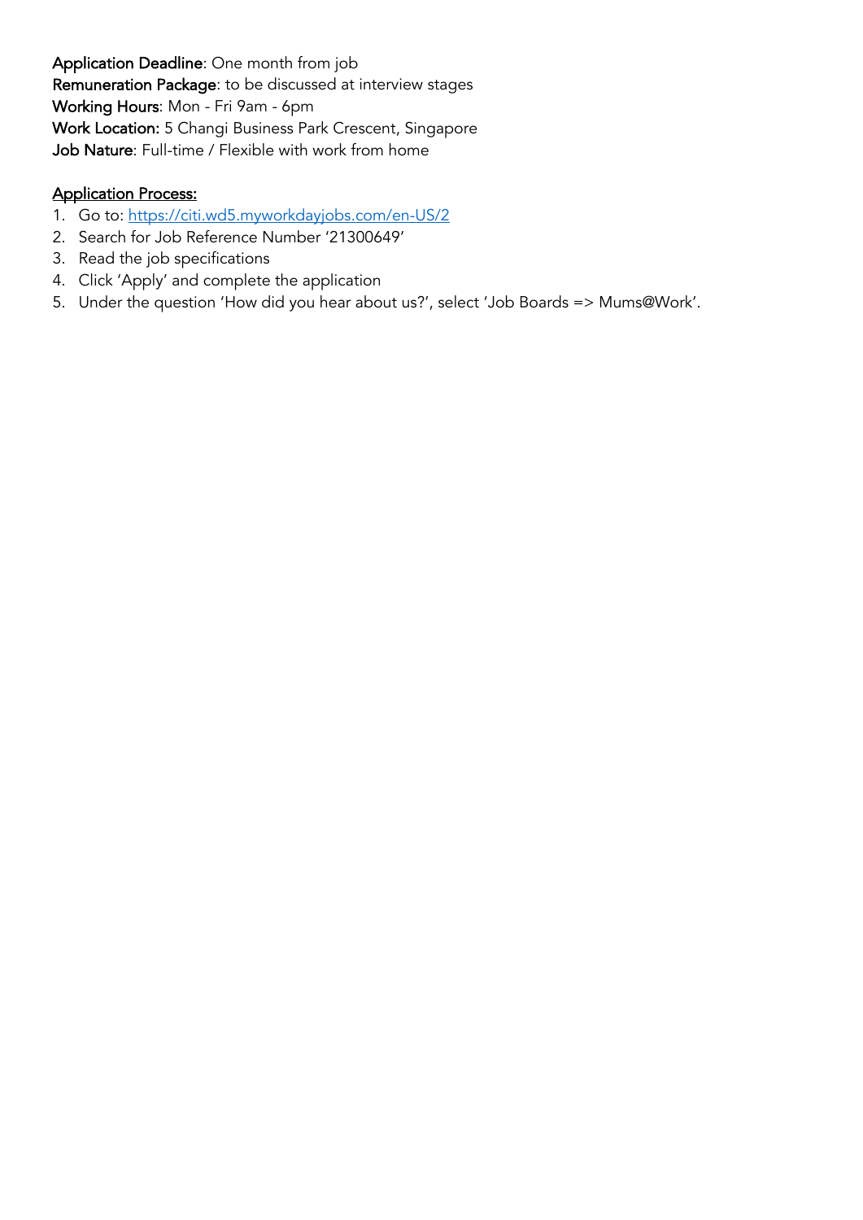**Application Deadline**: One month from job
**Remuneration Package**: to be discussed at interview stages
**Working Hours**: Mon - Fri 9am - 6pm
**Work Location:** 5 Changi Business Park Crescent, Singapore
**Job Nature**: Full-time / Flexible with work from home

**Application Process:**

1. Go to: [https://citi.wd5.myworkdayjobs.com/en-US/2](https://citi.wd5.myworkdayjobs.com/en-US/2)
2. Search for Job Reference Number '21300649'
3. Read the job specifications
4. Click 'Apply' and complete the application
5. Under the question 'How did you hear about us?', select 'Job Boards => Mums@Work'.